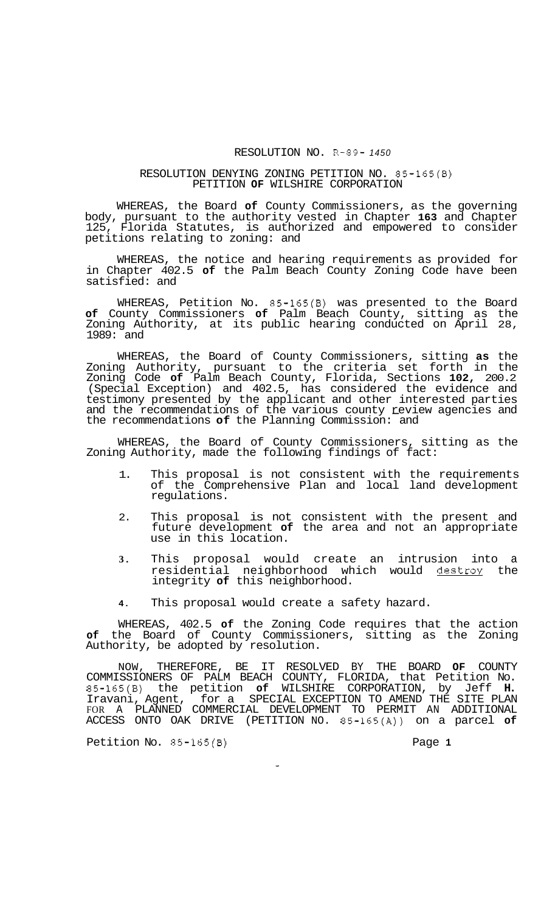# RESOLUTION NO. R-89-1450

## RESOLUTION DENYING ZONING PETITION NO. 85-165(B) PETITION OF WILSHIRE CORPORATION

WHEREAS, the Board of County Commissioners, as the governing body, pursuant to the authority vested in Chapter 163 and Chapter 125, Florida Statutes, is authorized and empowered to consider petitions relating to zoning: and

WHEREAS, the notice and hearing requirements as provided for in Chapter 402.5 of the Palm Beach County Zoning Code have been satisfied: and

WHEREAS, Petition No. 85-165(B) was presented to the Board of County Commissioners of Palm Beach County, sitting as the Zoning Authority, at its public hearing conducted on April 28, 1989: and

WHEREAS, the Board of County Commissioners, sitting as the Zoning Authority, pursuant to the criteria set forth in the Zoning Code of Palm Beach County, Florida, Sections 102, 200.2 (Special Exception) and 402.5, has considered the evidence and testimony presented by the applicant and other interested parties and the recommendations of the various county review agencies and the recommendations of the Planning Commission: and

WHEREAS, the Board of County Commissioners, sitting as the Zoning Authority, made the following findings of fact:

1. This proposal is not consistent with the requirements of the Comprehensive Plan and local land development regulations.
2. This proposal is not consistent with the present and future development of the area and not an appropriate use in this location.
3. This proposal would create an intrusion into a residential neighborhood which would destroy the integrity of this neighborhood.
4. This proposal would create a safety hazard.

WHEREAS, 402.5 of the Zoning Code requires that the action of the Board of County Commissioners, sitting as the Zoning Authority, be adopted by resolution.

NOW, THEREFORE, BE IT RESOLVED BY THE BOARD OF COUNTY COMMISSIONERS OF PALM BEACH COUNTY, FLORIDA, that Petition No. 85-165(B) the petition of WILSHIRE CORPORATION, by Jeff H. Iravani, Agent, for a SPECIAL EXCEPTION TO AMEND THE SITE PLAN FOR A PLANNED COMMERCIAL DEVELOPMENT TO PERMIT AN ADDITIONAL ACCESS ONTO OAK DRIVE (PETITION NO. 85-165(A)) on a parcel of

Petition No. 85-165(B)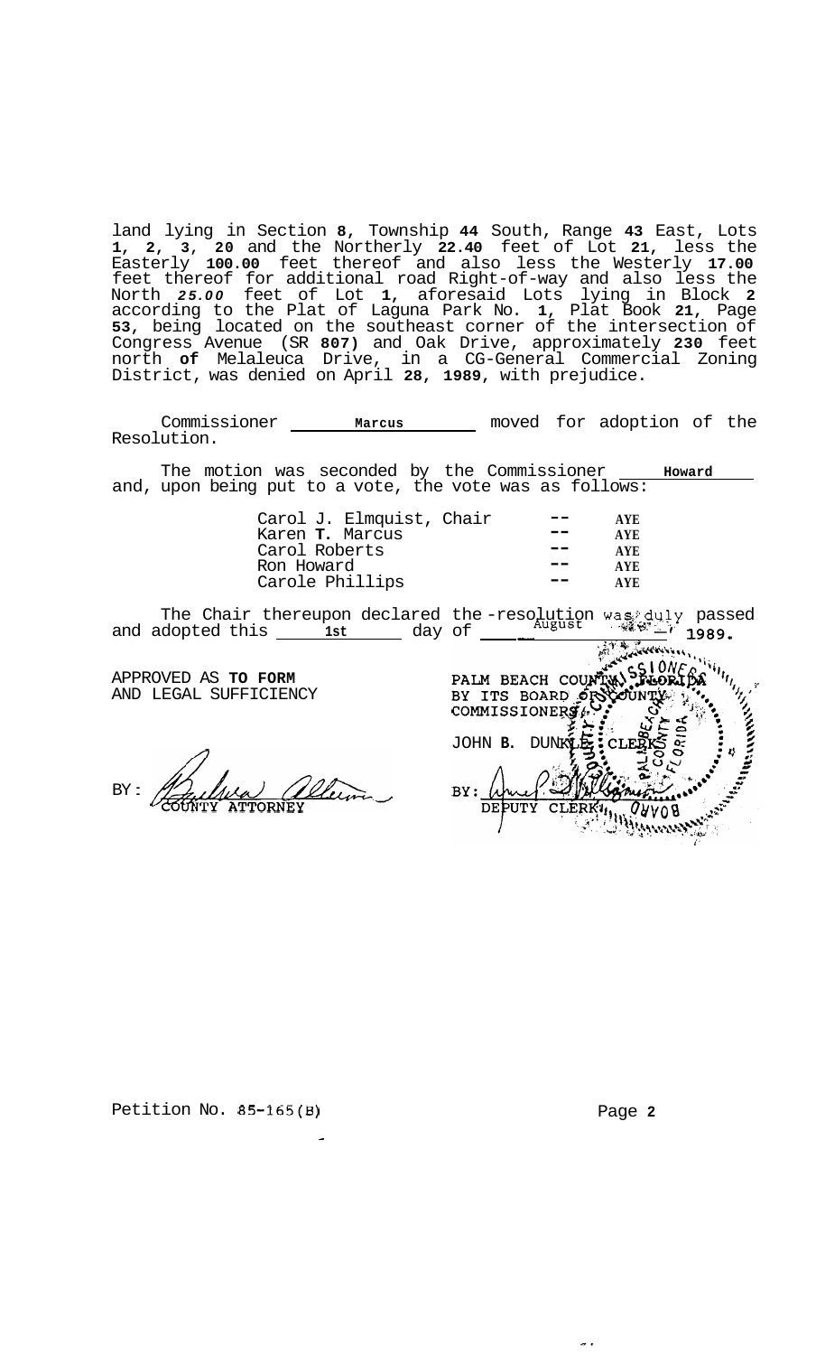land lying in Section 8, Township 44 South, Range 43 East, Lots 1, 2, 3, 20 and the Northerly 22.40 feet of Lot 21, less the Easterly 100.00 feet thereof and also less the Westerly 17.00 feet thereof for additional road Right-of-way and also less the North 25.00 feet of Lot 1, aforesaid Lots lying in Block 2 according to the Plat of Laguna Park No. 1, Plat Book 21, Page 53, being located on the southeast corner of the intersection of Congress Avenue (SR 807) and Oak Drive, approximately 230 feet north of Melaleuca Drive, in a CG-General Commercial Zoning District, was denied on April 28, 1989, with prejudice.

Commissioner Marcus moved for adoption of the Resolution.

The motion was seconded by the Commissioner Howard and, upon being put to a vote, the vote was as follows:

| | | |
|---|---|---|
| Carol J. Elmquist, Chair | -- | AYE |
| Karen T. Marcus | -- | AYE |
| Carol Roberts | -- | AYE |
| Ron Howard | -- | AYE |
| Carole Phillips | -- | AYE |

The Chair thereupon declared the resolution was duly passed and adopted this 1st day of August, 1989.

APPROVED AS TO FORM AND LEGAL SUFFICIENCY

BY: COUNTY ATTORNEY

PALM BEACH COUNTY, FLORIDA
BY ITS BOARD OF COUNTY COMMISSIONERS

JOHN B. DUNKLE, CLERK

BY: DEPUTY CLERK

Petition No. 85-165(B)